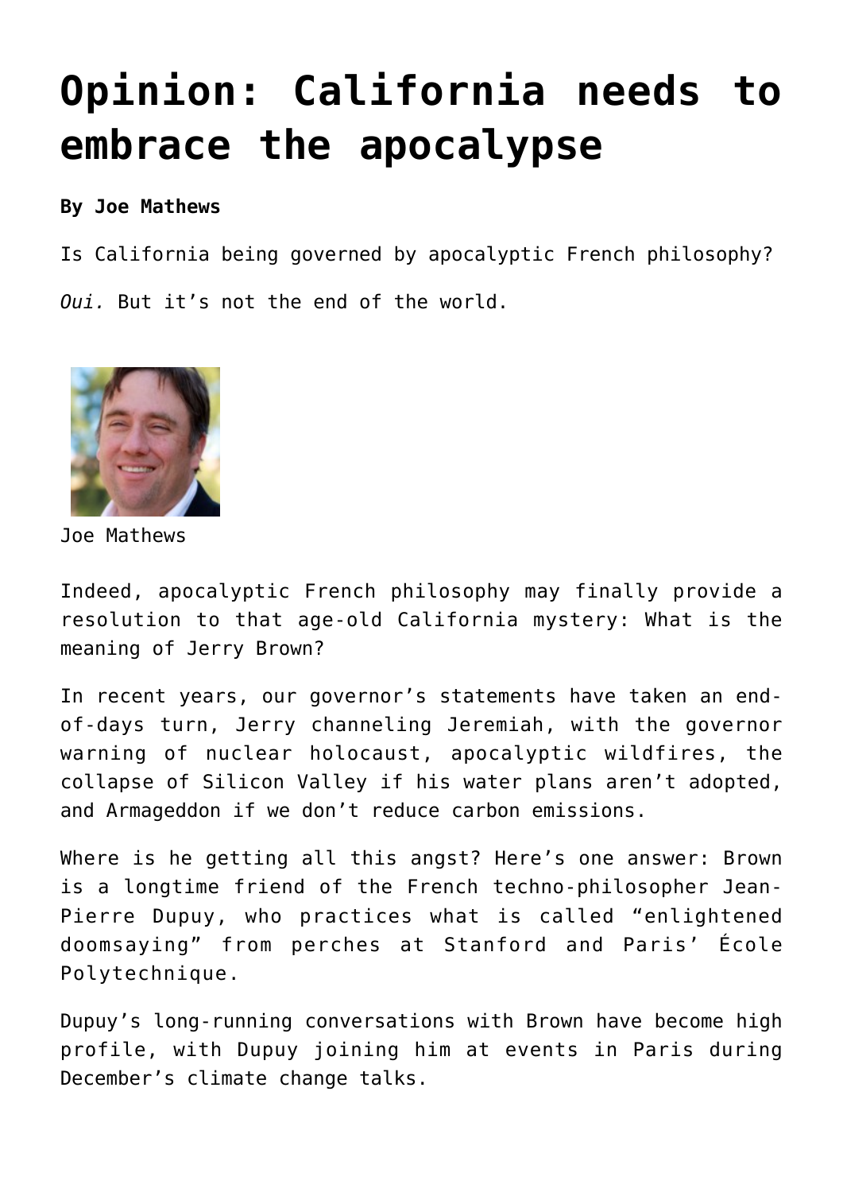# Opinion: California needs to embrace the apocalypse

**By Joe Mathews**

Is California being governed by apocalyptic French philosophy?

*Oui.* But it's not the end of the world.

Joe Mathews

Indeed, apocalyptic French philosophy may finally provide a resolution to that age-old California mystery: What is the meaning of Jerry Brown?

In recent years, our governor's statements have taken an end-of-days turn, Jerry channeling Jeremiah, with the governor warning of nuclear holocaust, apocalyptic wildfires, the collapse of Silicon Valley if his water plans aren't adopted, and Armageddon if we don't reduce carbon emissions.

Where is he getting all this angst? Here's one answer: Brown is a longtime friend of the French techno-philosopher Jean-Pierre Dupuy, who practices what is called "enlightened doomsaying" from perches at Stanford and Paris' École Polytechnique.

Dupuy's long-running conversations with Brown have become high profile, with Dupuy joining him at events in Paris during December's climate change talks.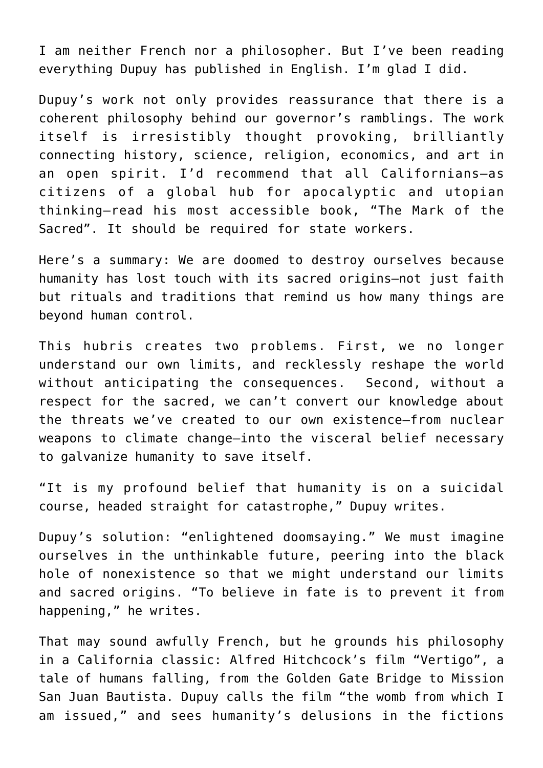I am neither French nor a philosopher. But I've been reading everything Dupuy has published in English. I'm glad I did.

Dupuy's work not only provides reassurance that there is a coherent philosophy behind our governor's ramblings. The work itself is irresistibly thought provoking, brilliantly connecting history, science, religion, economics, and art in an open spirit. I'd recommend that all Californians—as citizens of a global hub for apocalyptic and utopian thinking—read his most accessible book, "The Mark of the Sacred". It should be required for state workers.

Here's a summary: We are doomed to destroy ourselves because humanity has lost touch with its sacred origins—not just faith but rituals and traditions that remind us how many things are beyond human control.

This hubris creates two problems. First, we no longer understand our own limits, and recklessly reshape the world without anticipating the consequences. Second, without a respect for the sacred, we can't convert our knowledge about the threats we've created to our own existence—from nuclear weapons to climate change—into the visceral belief necessary to galvanize humanity to save itself.

"It is my profound belief that humanity is on a suicidal course, headed straight for catastrophe," Dupuy writes.

Dupuy's solution: "enlightened doomsaying." We must imagine ourselves in the unthinkable future, peering into the black hole of nonexistence so that we might understand our limits and sacred origins. "To believe in fate is to prevent it from happening," he writes.

That may sound awfully French, but he grounds his philosophy in a California classic: Alfred Hitchcock's film "Vertigo", a tale of humans falling, from the Golden Gate Bridge to Mission San Juan Bautista. Dupuy calls the film "the womb from which I am issued," and sees humanity's delusions in the fictions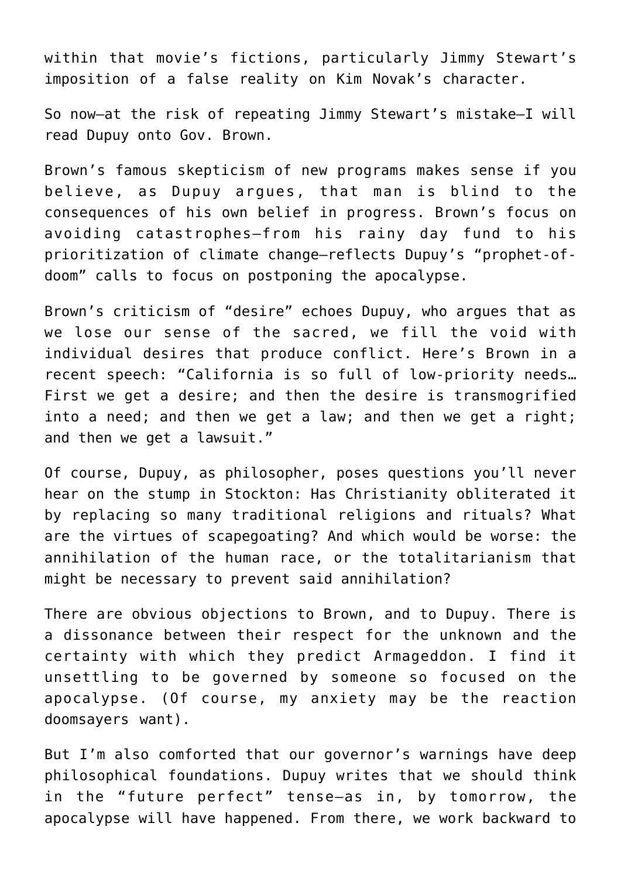within that movie's fictions, particularly Jimmy Stewart's imposition of a false reality on Kim Novak's character.

So now—at the risk of repeating Jimmy Stewart's mistake—I will read Dupuy onto Gov. Brown.

Brown's famous skepticism of new programs makes sense if you believe, as Dupuy argues, that man is blind to the consequences of his own belief in progress. Brown's focus on avoiding catastrophes—from his rainy day fund to his prioritization of climate change—reflects Dupuy's "prophet-of-doom" calls to focus on postponing the apocalypse.

Brown's criticism of "desire" echoes Dupuy, who argues that as we lose our sense of the sacred, we fill the void with individual desires that produce conflict. Here's Brown in a recent speech: "California is so full of low-priority needs… First we get a desire; and then the desire is transmogrified into a need; and then we get a law; and then we get a right; and then we get a lawsuit."

Of course, Dupuy, as philosopher, poses questions you'll never hear on the stump in Stockton: Has Christianity obliterated it by replacing so many traditional religions and rituals? What are the virtues of scapegoating? And which would be worse: the annihilation of the human race, or the totalitarianism that might be necessary to prevent said annihilation?

There are obvious objections to Brown, and to Dupuy. There is a dissonance between their respect for the unknown and the certainty with which they predict Armageddon. I find it unsettling to be governed by someone so focused on the apocalypse. (Of course, my anxiety may be the reaction doomsayers want).

But I'm also comforted that our governor's warnings have deep philosophical foundations. Dupuy writes that we should think in the "future perfect" tense—as in, by tomorrow, the apocalypse will have happened. From there, we work backward to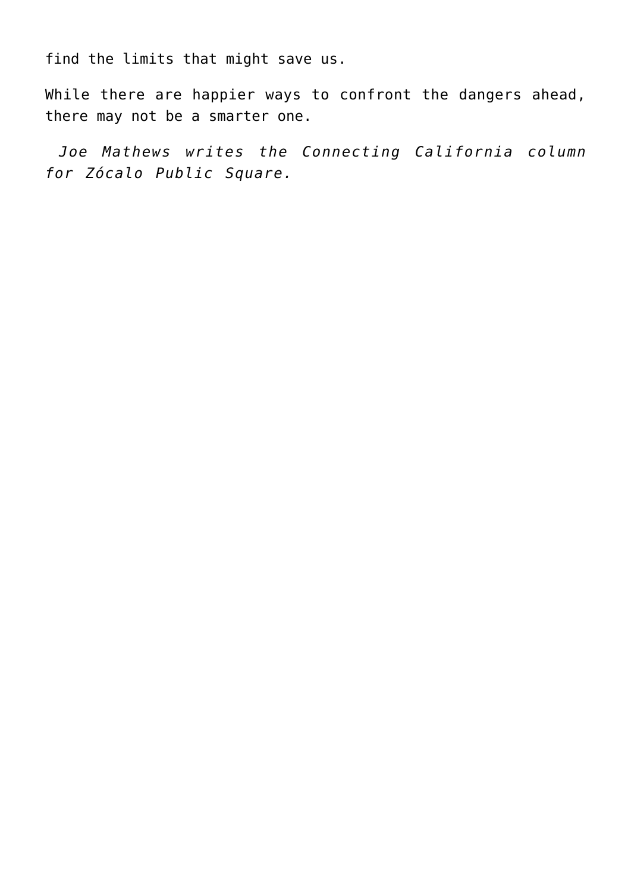find the limits that might save us.

While there are happier ways to confront the dangers ahead, there may not be a smarter one.

*Joe Mathews writes the Connecting California column for Zócalo Public Square.*